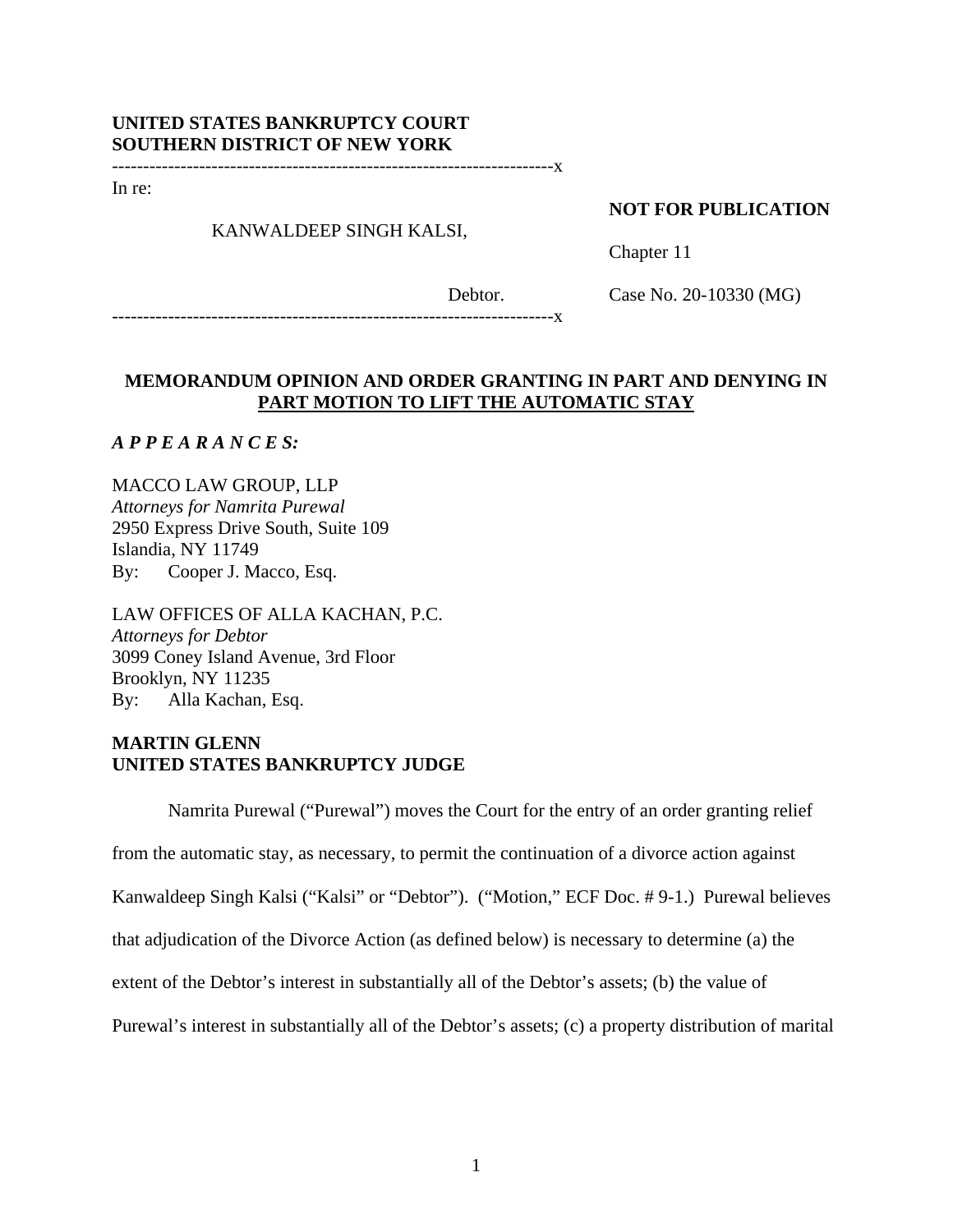**UNITED STATES BANKRUPTCY COURT**
**SOUTHERN DISTRICT OF NEW YORK**

-----------------------------------------------------------------------x

In re:

KANWALDEEP SINGH KALSI,

Debtor.

-----------------------------------------------------------------------x

**NOT FOR PUBLICATION**

Chapter 11

Case No. 20-10330 (MG)

## MEMORANDUM OPINION AND ORDER GRANTING IN PART AND DENYING IN PART MOTION TO LIFT THE AUTOMATIC STAY

***A P P E A R A N C E S:***

MACCO LAW GROUP, LLP
*Attorneys for Namrita Purewal*
2950 Express Drive South, Suite 109
Islandia, NY 11749
By: Cooper J. Macco, Esq.

LAW OFFICES OF ALLA KACHAN, P.C.
*Attorneys for Debtor*
3099 Coney Island Avenue, 3rd Floor
Brooklyn, NY 11235
By: Alla Kachan, Esq.

**MARTIN GLENN**
**UNITED STATES BANKRUPTCY JUDGE**

Namrita Purewal ("Purewal") moves the Court for the entry of an order granting relief from the automatic stay, as necessary, to permit the continuation of a divorce action against Kanwaldeep Singh Kalsi ("Kalsi" or "Debtor"). ("Motion," ECF Doc. # 9-1.) Purewal believes that adjudication of the Divorce Action (as defined below) is necessary to determine (a) the extent of the Debtor's interest in substantially all of the Debtor's assets; (b) the value of Purewal's interest in substantially all of the Debtor's assets; (c) a property distribution of marital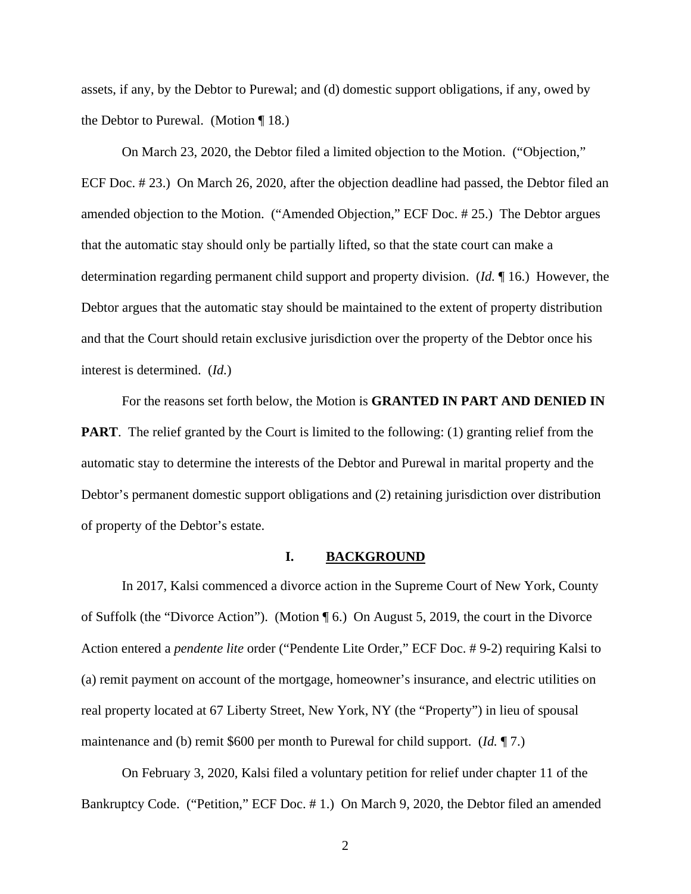assets, if any, by the Debtor to Purewal; and (d) domestic support obligations, if any, owed by the Debtor to Purewal. (Motion ¶ 18.)

On March 23, 2020, the Debtor filed a limited objection to the Motion. ("Objection," ECF Doc. # 23.) On March 26, 2020, after the objection deadline had passed, the Debtor filed an amended objection to the Motion. ("Amended Objection," ECF Doc. # 25.) The Debtor argues that the automatic stay should only be partially lifted, so that the state court can make a determination regarding permanent child support and property division. (*Id.* ¶ 16.) However, the Debtor argues that the automatic stay should be maintained to the extent of property distribution and that the Court should retain exclusive jurisdiction over the property of the Debtor once his interest is determined. (*Id.*)

For the reasons set forth below, the Motion is **GRANTED IN PART AND DENIED IN PART**. The relief granted by the Court is limited to the following: (1) granting relief from the automatic stay to determine the interests of the Debtor and Purewal in marital property and the Debtor's permanent domestic support obligations and (2) retaining jurisdiction over distribution of property of the Debtor's estate.

## I. BACKGROUND

In 2017, Kalsi commenced a divorce action in the Supreme Court of New York, County of Suffolk (the "Divorce Action"). (Motion ¶ 6.) On August 5, 2019, the court in the Divorce Action entered a *pendente lite* order ("Pendente Lite Order," ECF Doc. # 9-2) requiring Kalsi to (a) remit payment on account of the mortgage, homeowner's insurance, and electric utilities on real property located at 67 Liberty Street, New York, NY (the "Property") in lieu of spousal maintenance and (b) remit $600 per month to Purewal for child support. (*Id.* ¶ 7.)

On February 3, 2020, Kalsi filed a voluntary petition for relief under chapter 11 of the Bankruptcy Code. ("Petition," ECF Doc. # 1.) On March 9, 2020, the Debtor filed an amended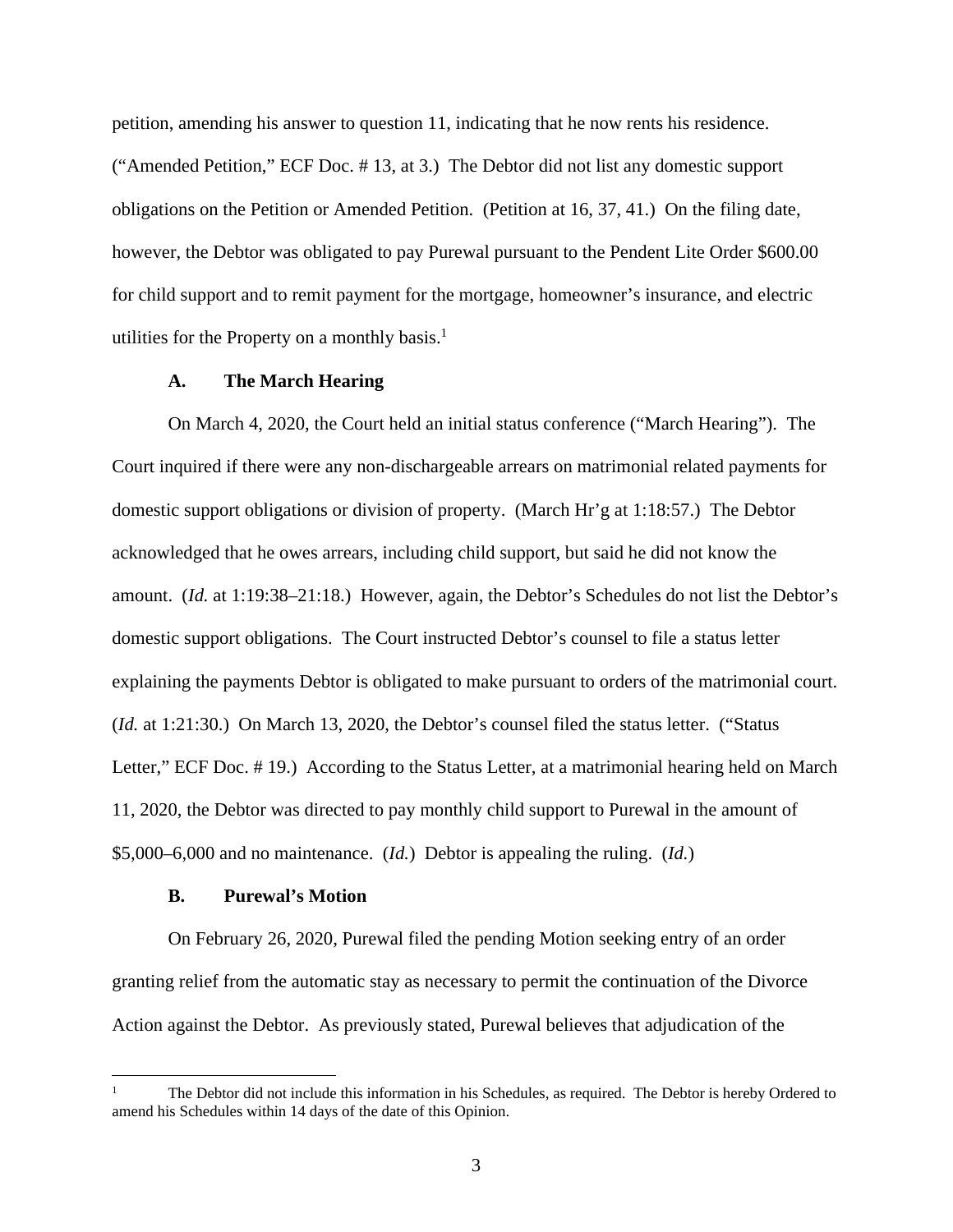petition, amending his answer to question 11, indicating that he now rents his residence. ("Amended Petition," ECF Doc. # 13, at 3.) The Debtor did not list any domestic support obligations on the Petition or Amended Petition. (Petition at 16, 37, 41.) On the filing date, however, the Debtor was obligated to pay Purewal pursuant to the Pendent Lite Order $600.00 for child support and to remit payment for the mortgage, homeowner's insurance, and electric utilities for the Property on a monthly basis.[1]

### A. The March Hearing

On March 4, 2020, the Court held an initial status conference ("March Hearing"). The Court inquired if there were any non-dischargeable arrears on matrimonial related payments for domestic support obligations or division of property. (March Hr'g at 1:18:57.) The Debtor acknowledged that he owes arrears, including child support, but said he did not know the amount. (*Id.* at 1:19:38–21:18.) However, again, the Debtor's Schedules do not list the Debtor's domestic support obligations. The Court instructed Debtor's counsel to file a status letter explaining the payments Debtor is obligated to make pursuant to orders of the matrimonial court. (*Id.* at 1:21:30.) On March 13, 2020, the Debtor's counsel filed the status letter. ("Status Letter," ECF Doc. # 19.) According to the Status Letter, at a matrimonial hearing held on March 11, 2020, the Debtor was directed to pay monthly child support to Purewal in the amount of $5,000–6,000 and no maintenance. (*Id.*) Debtor is appealing the ruling. (*Id.*)

### B. Purewal's Motion

On February 26, 2020, Purewal filed the pending Motion seeking entry of an order granting relief from the automatic stay as necessary to permit the continuation of the Divorce Action against the Debtor. As previously stated, Purewal believes that adjudication of the

---

[1] The Debtor did not include this information in his Schedules, as required. The Debtor is hereby Ordered to amend his Schedules within 14 days of the date of this Opinion.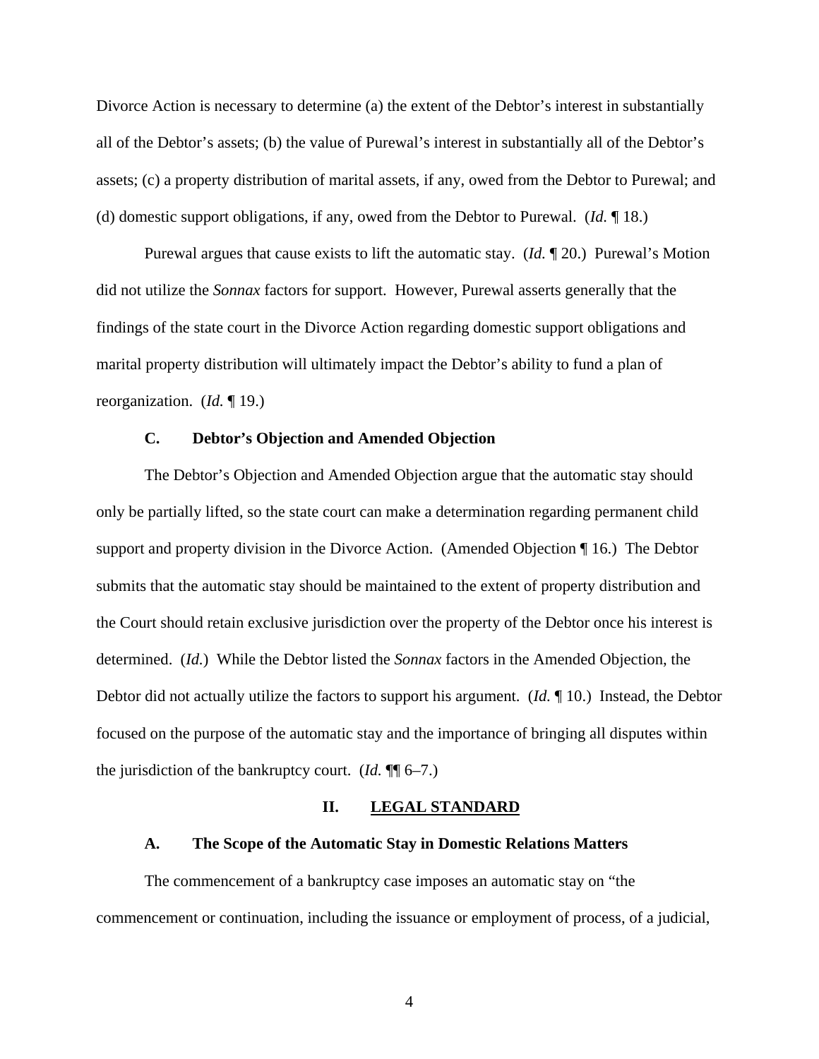Divorce Action is necessary to determine (a) the extent of the Debtor's interest in substantially all of the Debtor's assets; (b) the value of Purewal's interest in substantially all of the Debtor's assets; (c) a property distribution of marital assets, if any, owed from the Debtor to Purewal; and (d) domestic support obligations, if any, owed from the Debtor to Purewal. (*Id.* ¶ 18.)

Purewal argues that cause exists to lift the automatic stay. (*Id.* ¶ 20.) Purewal's Motion did not utilize the *Sonnax* factors for support. However, Purewal asserts generally that the findings of the state court in the Divorce Action regarding domestic support obligations and marital property distribution will ultimately impact the Debtor's ability to fund a plan of reorganization. (*Id.* ¶ 19.)

### C. Debtor's Objection and Amended Objection

The Debtor's Objection and Amended Objection argue that the automatic stay should only be partially lifted, so the state court can make a determination regarding permanent child support and property division in the Divorce Action. (Amended Objection ¶ 16.) The Debtor submits that the automatic stay should be maintained to the extent of property distribution and the Court should retain exclusive jurisdiction over the property of the Debtor once his interest is determined. (*Id.*) While the Debtor listed the *Sonnax* factors in the Amended Objection, the Debtor did not actually utilize the factors to support his argument. (*Id.* ¶ 10.) Instead, the Debtor focused on the purpose of the automatic stay and the importance of bringing all disputes within the jurisdiction of the bankruptcy court. (*Id.* ¶¶ 6–7.)

## II. LEGAL STANDARD

### A. The Scope of the Automatic Stay in Domestic Relations Matters

The commencement of a bankruptcy case imposes an automatic stay on "the commencement or continuation, including the issuance or employment of process, of a judicial,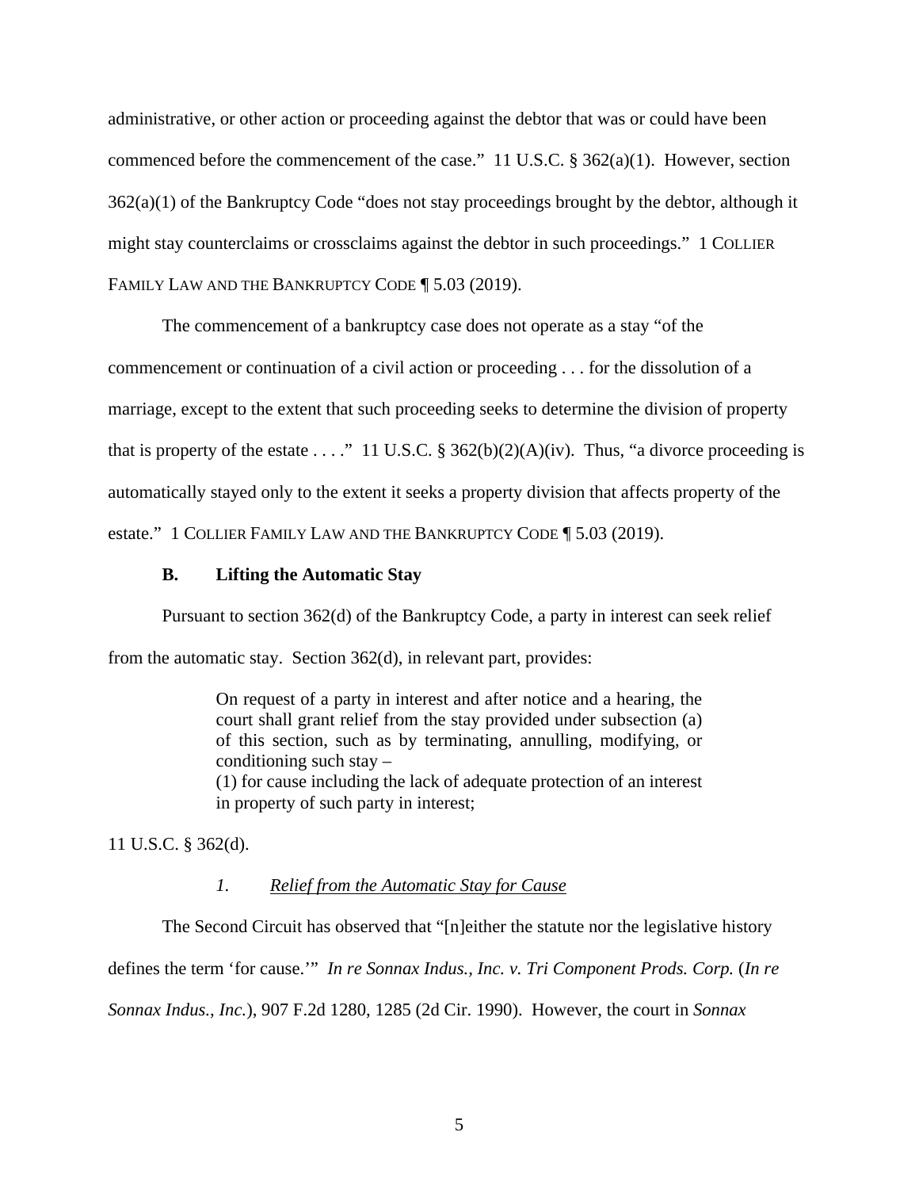administrative, or other action or proceeding against the debtor that was or could have been commenced before the commencement of the case." 11 U.S.C. § 362(a)(1). However, section 362(a)(1) of the Bankruptcy Code "does not stay proceedings brought by the debtor, although it might stay counterclaims or crossclaims against the debtor in such proceedings." 1 COLLIER FAMILY LAW AND THE BANKRUPTCY CODE ¶ 5.03 (2019).

The commencement of a bankruptcy case does not operate as a stay "of the commencement or continuation of a civil action or proceeding . . . for the dissolution of a marriage, except to the extent that such proceeding seeks to determine the division of property that is property of the estate . . . ." 11 U.S.C. § 362(b)(2)(A)(iv). Thus, "a divorce proceeding is automatically stayed only to the extent it seeks a property division that affects property of the estate." 1 COLLIER FAMILY LAW AND THE BANKRUPTCY CODE ¶ 5.03 (2019).

### B. Lifting the Automatic Stay

Pursuant to section 362(d) of the Bankruptcy Code, a party in interest can seek relief from the automatic stay. Section 362(d), in relevant part, provides:

> On request of a party in interest and after notice and a hearing, the court shall grant relief from the stay provided under subsection (a) of this section, such as by terminating, annulling, modifying, or conditioning such stay –
> (1) for cause including the lack of adequate protection of an interest in property of such party in interest;

11 U.S.C. § 362(d).

#### *1. Relief from the Automatic Stay for Cause*

The Second Circuit has observed that "[n]either the statute nor the legislative history defines the term 'for cause.'" *In re Sonnax Indus., Inc. v. Tri Component Prods. Corp.* (*In re Sonnax Indus., Inc.*), 907 F.2d 1280, 1285 (2d Cir. 1990). However, the court in *Sonnax*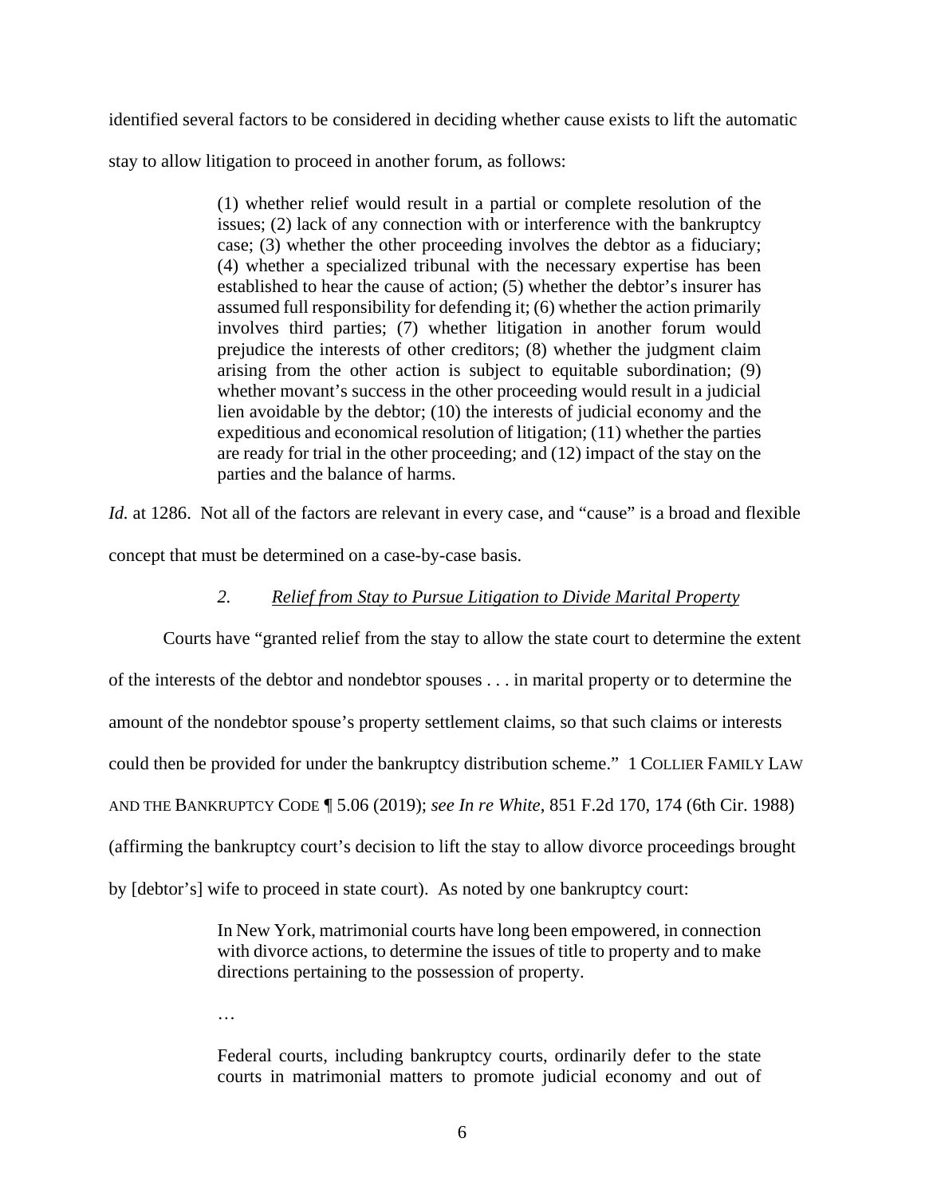identified several factors to be considered in deciding whether cause exists to lift the automatic stay to allow litigation to proceed in another forum, as follows:

> (1) whether relief would result in a partial or complete resolution of the issues; (2) lack of any connection with or interference with the bankruptcy case; (3) whether the other proceeding involves the debtor as a fiduciary; (4) whether a specialized tribunal with the necessary expertise has been established to hear the cause of action; (5) whether the debtor's insurer has assumed full responsibility for defending it; (6) whether the action primarily involves third parties; (7) whether litigation in another forum would prejudice the interests of other creditors; (8) whether the judgment claim arising from the other action is subject to equitable subordination; (9) whether movant's success in the other proceeding would result in a judicial lien avoidable by the debtor; (10) the interests of judicial economy and the expeditious and economical resolution of litigation; (11) whether the parties are ready for trial in the other proceeding; and (12) impact of the stay on the parties and the balance of harms.

*Id.* at 1286. Not all of the factors are relevant in every case, and "cause" is a broad and flexible concept that must be determined on a case-by-case basis.

### *2. Relief from Stay to Pursue Litigation to Divide Marital Property*

Courts have "granted relief from the stay to allow the state court to determine the extent of the interests of the debtor and nondebtor spouses . . . in marital property or to determine the amount of the nondebtor spouse's property settlement claims, so that such claims or interests could then be provided for under the bankruptcy distribution scheme." 1 COLLIER FAMILY LAW AND THE BANKRUPTCY CODE ¶ 5.06 (2019); *see In re White*, 851 F.2d 170, 174 (6th Cir. 1988) (affirming the bankruptcy court's decision to lift the stay to allow divorce proceedings brought by [debtor's] wife to proceed in state court). As noted by one bankruptcy court:

> In New York, matrimonial courts have long been empowered, in connection with divorce actions, to determine the issues of title to property and to make directions pertaining to the possession of property.
>
> …
>
> Federal courts, including bankruptcy courts, ordinarily defer to the state courts in matrimonial matters to promote judicial economy and out of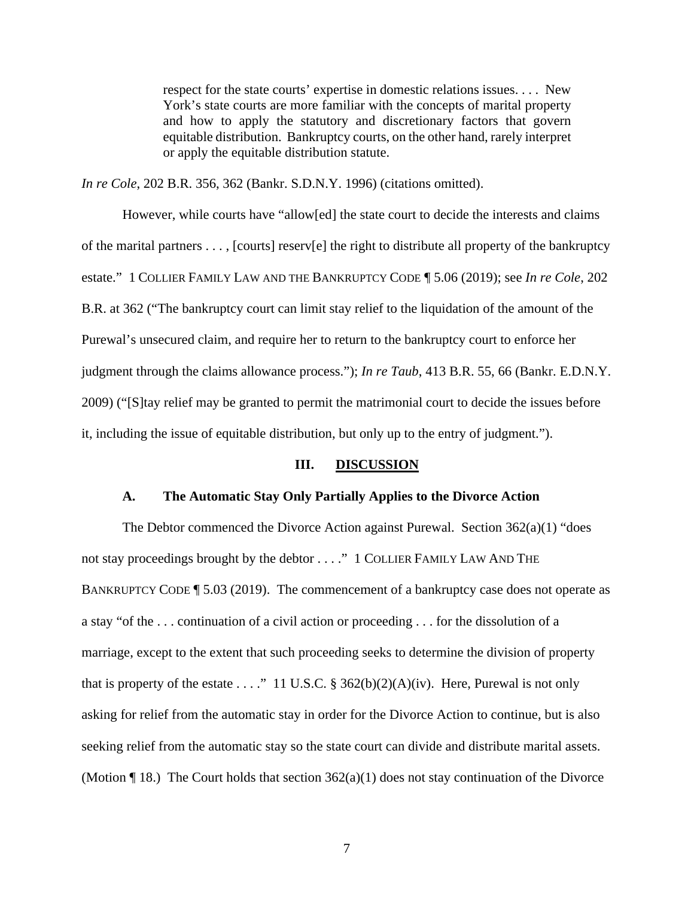> respect for the state courts' expertise in domestic relations issues. . . . New York's state courts are more familiar with the concepts of marital property and how to apply the statutory and discretionary factors that govern equitable distribution. Bankruptcy courts, on the other hand, rarely interpret or apply the equitable distribution statute.

*In re Cole*, 202 B.R. 356, 362 (Bankr. S.D.N.Y. 1996) (citations omitted).

However, while courts have "allow[ed] the state court to decide the interests and claims of the marital partners . . . , [courts] reserv[e] the right to distribute all property of the bankruptcy estate." 1 COLLIER FAMILY LAW AND THE BANKRUPTCY CODE ¶ 5.06 (2019); see *In re Cole*, 202 B.R. at 362 ("The bankruptcy court can limit stay relief to the liquidation of the amount of the Purewal's unsecured claim, and require her to return to the bankruptcy court to enforce her judgment through the claims allowance process."); *In re Taub*, 413 B.R. 55, 66 (Bankr. E.D.N.Y. 2009) ("[S]tay relief may be granted to permit the matrimonial court to decide the issues before it, including the issue of equitable distribution, but only up to the entry of judgment.").

## III. DISCUSSION

### A. The Automatic Stay Only Partially Applies to the Divorce Action

The Debtor commenced the Divorce Action against Purewal. Section 362(a)(1) "does not stay proceedings brought by the debtor . . . ." 1 COLLIER FAMILY LAW AND THE BANKRUPTCY CODE ¶ 5.03 (2019). The commencement of a bankruptcy case does not operate as a stay "of the . . . continuation of a civil action or proceeding . . . for the dissolution of a marriage, except to the extent that such proceeding seeks to determine the division of property that is property of the estate . . . ." 11 U.S.C. § 362(b)(2)(A)(iv). Here, Purewal is not only asking for relief from the automatic stay in order for the Divorce Action to continue, but is also seeking relief from the automatic stay so the state court can divide and distribute marital assets. (Motion ¶ 18.) The Court holds that section 362(a)(1) does not stay continuation of the Divorce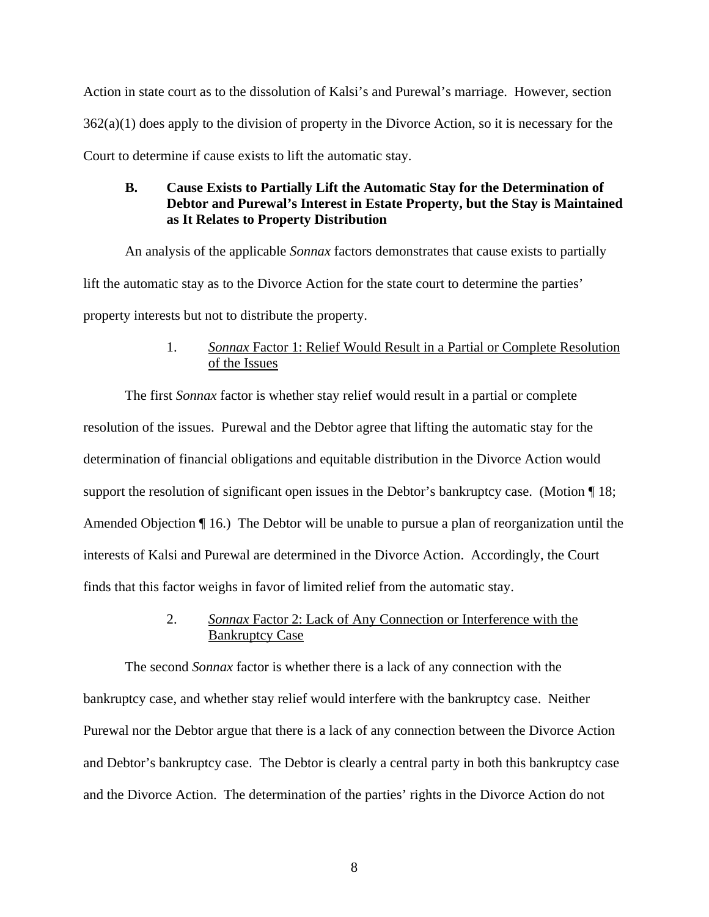Action in state court as to the dissolution of Kalsi's and Purewal's marriage. However, section 362(a)(1) does apply to the division of property in the Divorce Action, so it is necessary for the Court to determine if cause exists to lift the automatic stay.

### B. Cause Exists to Partially Lift the Automatic Stay for the Determination of Debtor and Purewal's Interest in Estate Property, but the Stay is Maintained as It Relates to Property Distribution

An analysis of the applicable *Sonnax* factors demonstrates that cause exists to partially lift the automatic stay as to the Divorce Action for the state court to determine the parties' property interests but not to distribute the property.

#### 1. *Sonnax* Factor 1: Relief Would Result in a Partial or Complete Resolution of the Issues

The first *Sonnax* factor is whether stay relief would result in a partial or complete resolution of the issues. Purewal and the Debtor agree that lifting the automatic stay for the determination of financial obligations and equitable distribution in the Divorce Action would support the resolution of significant open issues in the Debtor's bankruptcy case. (Motion ¶ 18; Amended Objection ¶ 16.) The Debtor will be unable to pursue a plan of reorganization until the interests of Kalsi and Purewal are determined in the Divorce Action. Accordingly, the Court finds that this factor weighs in favor of limited relief from the automatic stay.

#### 2. *Sonnax* Factor 2: Lack of Any Connection or Interference with the Bankruptcy Case

The second *Sonnax* factor is whether there is a lack of any connection with the bankruptcy case, and whether stay relief would interfere with the bankruptcy case. Neither Purewal nor the Debtor argue that there is a lack of any connection between the Divorce Action and Debtor's bankruptcy case. The Debtor is clearly a central party in both this bankruptcy case and the Divorce Action. The determination of the parties' rights in the Divorce Action do not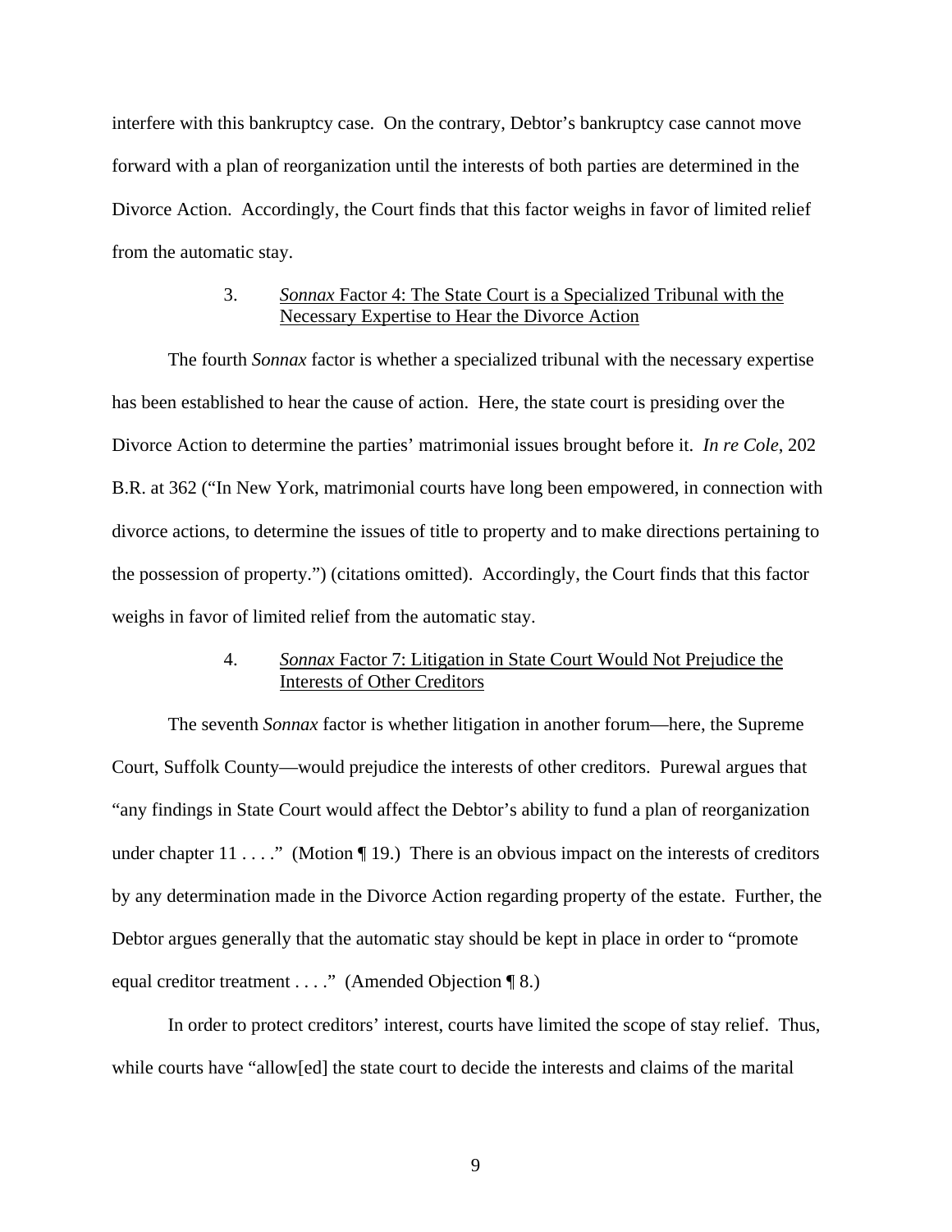interfere with this bankruptcy case. On the contrary, Debtor's bankruptcy case cannot move forward with a plan of reorganization until the interests of both parties are determined in the Divorce Action. Accordingly, the Court finds that this factor weighs in favor of limited relief from the automatic stay.

### 3. *Sonnax* Factor 4: The State Court is a Specialized Tribunal with the Necessary Expertise to Hear the Divorce Action

The fourth *Sonnax* factor is whether a specialized tribunal with the necessary expertise has been established to hear the cause of action. Here, the state court is presiding over the Divorce Action to determine the parties' matrimonial issues brought before it. *In re Cole*, 202 B.R. at 362 ("In New York, matrimonial courts have long been empowered, in connection with divorce actions, to determine the issues of title to property and to make directions pertaining to the possession of property.") (citations omitted). Accordingly, the Court finds that this factor weighs in favor of limited relief from the automatic stay.

### 4. *Sonnax* Factor 7: Litigation in State Court Would Not Prejudice the Interests of Other Creditors

The seventh *Sonnax* factor is whether litigation in another forum—here, the Supreme Court, Suffolk County—would prejudice the interests of other creditors. Purewal argues that "any findings in State Court would affect the Debtor's ability to fund a plan of reorganization under chapter 11 . . . ." (Motion ¶ 19.) There is an obvious impact on the interests of creditors by any determination made in the Divorce Action regarding property of the estate. Further, the Debtor argues generally that the automatic stay should be kept in place in order to "promote equal creditor treatment . . . ." (Amended Objection ¶ 8.)

In order to protect creditors' interest, courts have limited the scope of stay relief. Thus, while courts have "allow[ed] the state court to decide the interests and claims of the marital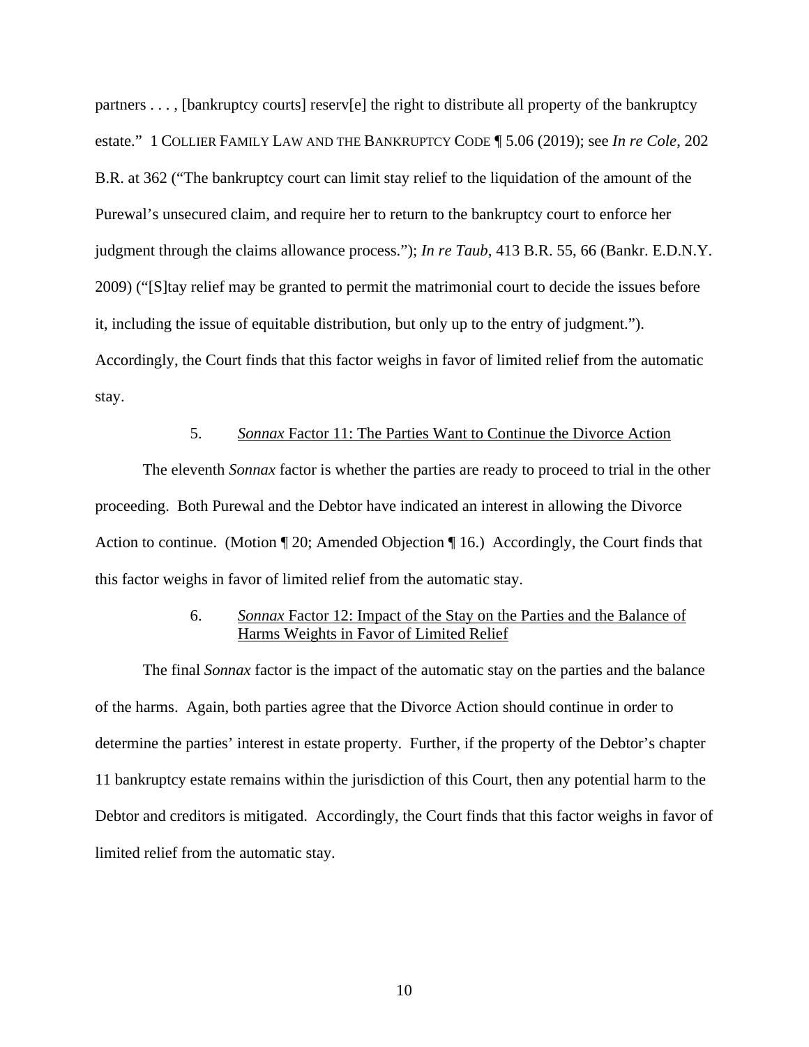partners . . . , [bankruptcy courts] reserv[e] the right to distribute all property of the bankruptcy estate." 1 COLLIER FAMILY LAW AND THE BANKRUPTCY CODE ¶ 5.06 (2019); see *In re Cole*, 202 B.R. at 362 ("The bankruptcy court can limit stay relief to the liquidation of the amount of the Purewal's unsecured claim, and require her to return to the bankruptcy court to enforce her judgment through the claims allowance process."); *In re Taub*, 413 B.R. 55, 66 (Bankr. E.D.N.Y. 2009) ("[S]tay relief may be granted to permit the matrimonial court to decide the issues before it, including the issue of equitable distribution, but only up to the entry of judgment."). Accordingly, the Court finds that this factor weighs in favor of limited relief from the automatic stay.

5. *Sonnax* Factor 11: The Parties Want to Continue the Divorce Action

The eleventh *Sonnax* factor is whether the parties are ready to proceed to trial in the other proceeding. Both Purewal and the Debtor have indicated an interest in allowing the Divorce Action to continue. (Motion ¶ 20; Amended Objection ¶ 16.) Accordingly, the Court finds that this factor weighs in favor of limited relief from the automatic stay.

6. *Sonnax* Factor 12: Impact of the Stay on the Parties and the Balance of Harms Weights in Favor of Limited Relief

The final *Sonnax* factor is the impact of the automatic stay on the parties and the balance of the harms. Again, both parties agree that the Divorce Action should continue in order to determine the parties' interest in estate property. Further, if the property of the Debtor's chapter 11 bankruptcy estate remains within the jurisdiction of this Court, then any potential harm to the Debtor and creditors is mitigated. Accordingly, the Court finds that this factor weighs in favor of limited relief from the automatic stay.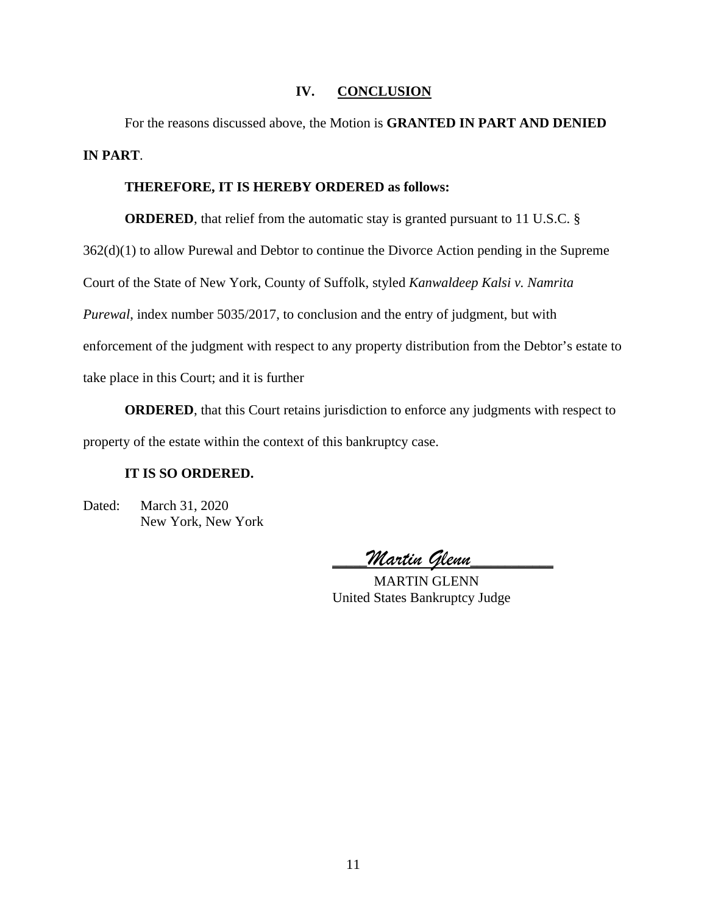## IV. CONCLUSION

For the reasons discussed above, the Motion is **GRANTED IN PART AND DENIED IN PART**.

**THEREFORE, IT IS HEREBY ORDERED as follows:**

**ORDERED**, that relief from the automatic stay is granted pursuant to 11 U.S.C. § 362(d)(1) to allow Purewal and Debtor to continue the Divorce Action pending in the Supreme Court of the State of New York, County of Suffolk, styled *Kanwaldeep Kalsi v. Namrita Purewal*, index number 5035/2017, to conclusion and the entry of judgment, but with enforcement of the judgment with respect to any property distribution from the Debtor's estate to take place in this Court; and it is further

**ORDERED**, that this Court retains jurisdiction to enforce any judgments with respect to property of the estate within the context of this bankruptcy case.

**IT IS SO ORDERED.**

Dated: March 31, 2020
New York, New York

*Martin Glenn*

MARTIN GLENN
United States Bankruptcy Judge